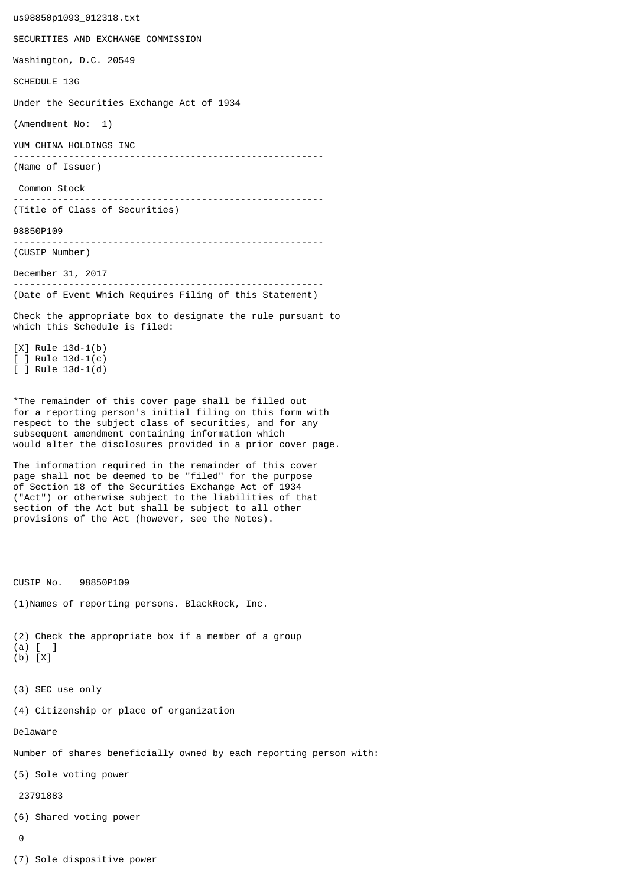us98850p1093_012318.txt

SECURITIES AND EXCHANGE COMMISSION

Washington, D.C. 20549

SCHEDULE 13G

Under the Securities Exchange Act of 1934

(Amendment No: 1)

YUM CHINA HOLDINGS INC

---

(Name of Issuer)

Common Stock

---

(Title of Class of Securities)

98850P109

---

(CUSIP Number)

December 31, 2017

---

(Date of Event Which Requires Filing of this Statement)

Check the appropriate box to designate the rule pursuant to which this Schedule is filed:

[X] Rule 13d-1(b)
[ ] Rule 13d-1(c)
[ ] Rule 13d-1(d)

*The remainder of this cover page shall be filled out for a reporting person's initial filing on this form with respect to the subject class of securities, and for any subsequent amendment containing information which would alter the disclosures provided in a prior cover page.

The information required in the remainder of this cover page shall not be deemed to be "filed" for the purpose of Section 18 of the Securities Exchange Act of 1934 ("Act") or otherwise subject to the liabilities of that section of the Act but shall be subject to all other provisions of the Act (however, see the Notes).

CUSIP No. 98850P109

(1)Names of reporting persons. BlackRock, Inc.

(2) Check the appropriate box if a member of a group
(a) [ ]
(b) [X]

(3) SEC use only

(4) Citizenship or place of organization

Delaware

Number of shares beneficially owned by each reporting person with:

(5) Sole voting power

23791883

(6) Shared voting power

0

(7) Sole dispositive power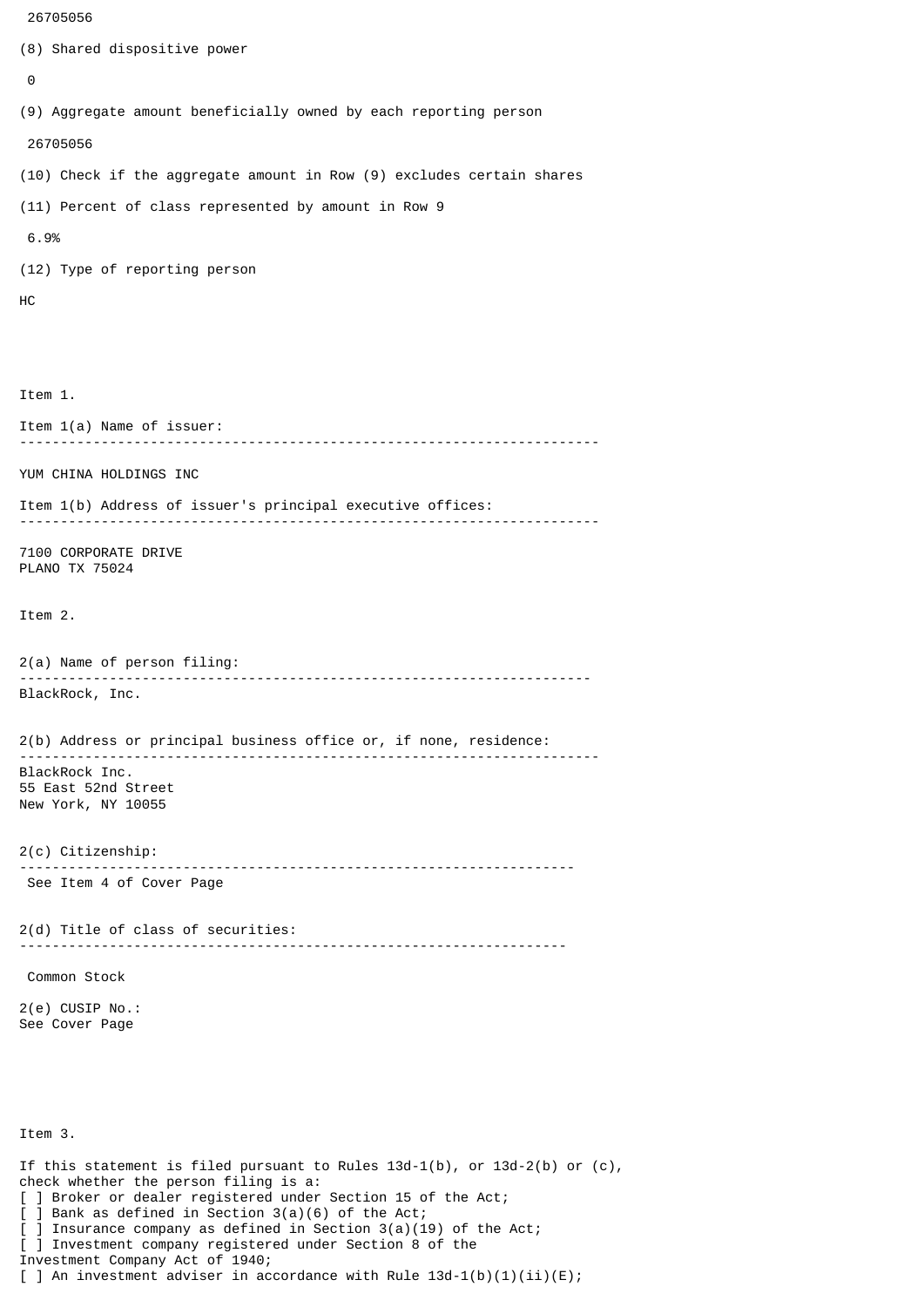26705056

(8) Shared dispositive power

0

(9) Aggregate amount beneficially owned by each reporting person

26705056

(10) Check if the aggregate amount in Row (9) excludes certain shares

(11) Percent of class represented by amount in Row 9

6.9%

(12) Type of reporting person

HC

Item 1.

Item 1(a) Name of issuer:

---

YUM CHINA HOLDINGS INC

Item 1(b) Address of issuer's principal executive offices:

---

7100 CORPORATE DRIVE
PLANO TX 75024

Item 2.

2(a) Name of person filing:

---

BlackRock, Inc.

2(b) Address or principal business office or, if none, residence:

---

BlackRock Inc.
55 East 52nd Street
New York, NY 10055

2(c) Citizenship:

---

See Item 4 of Cover Page

2(d) Title of class of securities:

---

Common Stock

2(e) CUSIP No.:
See Cover Page

Item 3.

If this statement is filed pursuant to Rules 13d-1(b), or 13d-2(b) or (c), check whether the person filing is a:

[ ] Broker or dealer registered under Section 15 of the Act;
[ ] Bank as defined in Section 3(a)(6) of the Act;
[ ] Insurance company as defined in Section 3(a)(19) of the Act;
[ ] Investment company registered under Section 8 of the Investment Company Act of 1940;
[ ] An investment adviser in accordance with Rule 13d-1(b)(1)(ii)(E);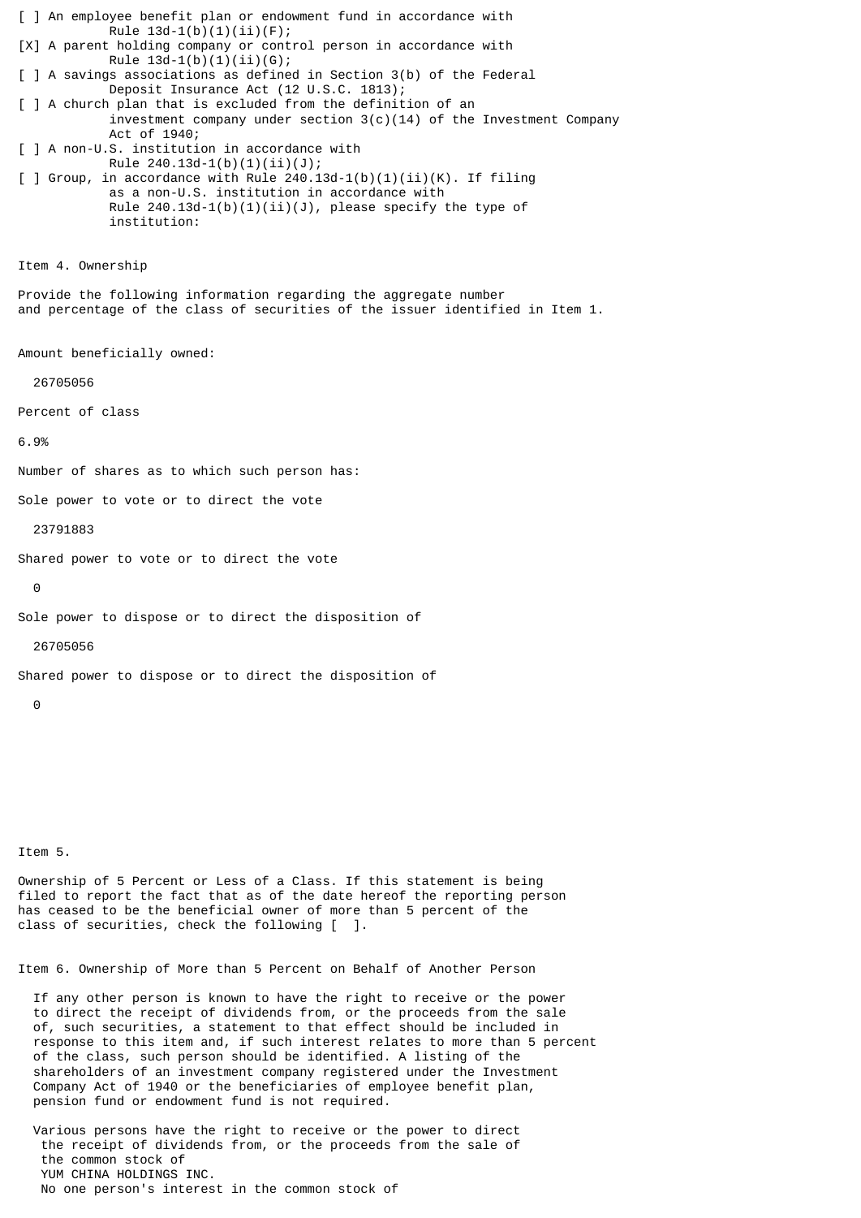[ ] An employee benefit plan or endowment fund in accordance with Rule 13d-1(b)(1)(ii)(F);

[X] A parent holding company or control person in accordance with Rule 13d-1(b)(1)(ii)(G);

[ ] A savings associations as defined in Section 3(b) of the Federal Deposit Insurance Act (12 U.S.C. 1813);

[ ] A church plan that is excluded from the definition of an investment company under section 3(c)(14) of the Investment Company Act of 1940;

[ ] A non-U.S. institution in accordance with Rule 240.13d-1(b)(1)(ii)(J);

[ ] Group, in accordance with Rule 240.13d-1(b)(1)(ii)(K). If filing as a non-U.S. institution in accordance with Rule 240.13d-1(b)(1)(ii)(J), please specify the type of institution:

Item 4. Ownership

Provide the following information regarding the aggregate number and percentage of the class of securities of the issuer identified in Item 1.

Amount beneficially owned:

26705056

Percent of class

6.9%

Number of shares as to which such person has:

Sole power to vote or to direct the vote

23791883

Shared power to vote or to direct the vote

0

Sole power to dispose or to direct the disposition of

26705056

Shared power to dispose or to direct the disposition of

0

Item 5.

Ownership of 5 Percent or Less of a Class. If this statement is being filed to report the fact that as of the date hereof the reporting person has ceased to be the beneficial owner of more than 5 percent of the class of securities, check the following [ ].

Item 6. Ownership of More than 5 Percent on Behalf of Another Person

If any other person is known to have the right to receive or the power to direct the receipt of dividends from, or the proceeds from the sale of, such securities, a statement to that effect should be included in response to this item and, if such interest relates to more than 5 percent of the class, such person should be identified. A listing of the shareholders of an investment company registered under the Investment Company Act of 1940 or the beneficiaries of employee benefit plan, pension fund or endowment fund is not required.

Various persons have the right to receive or the power to direct the receipt of dividends from, or the proceeds from the sale of the common stock of YUM CHINA HOLDINGS INC. No one person's interest in the common stock of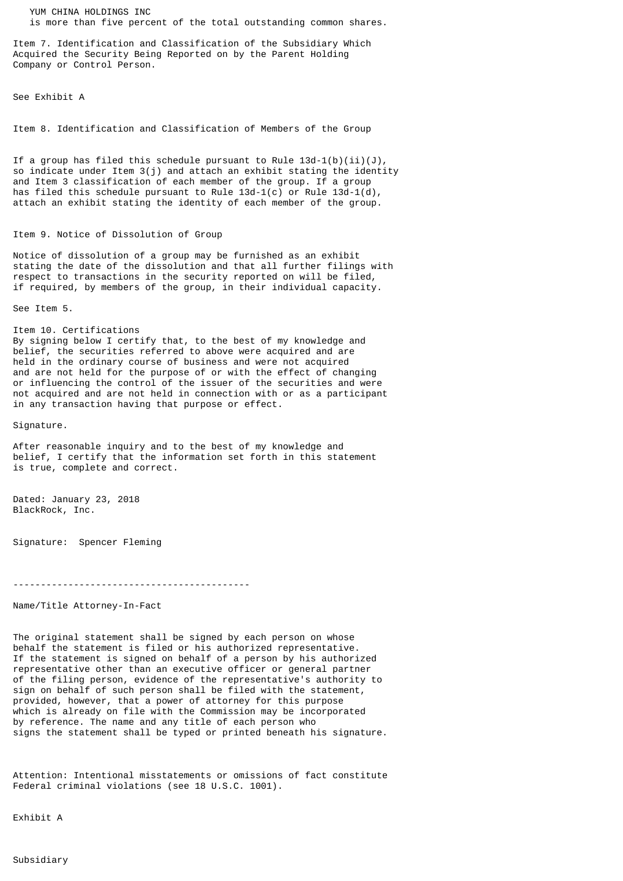YUM CHINA HOLDINGS INC
is more than five percent of the total outstanding common shares.

Item 7. Identification and Classification of the Subsidiary Which Acquired the Security Being Reported on by the Parent Holding Company or Control Person.

See Exhibit A

Item 8. Identification and Classification of Members of the Group

If a group has filed this schedule pursuant to Rule 13d-1(b)(ii)(J), so indicate under Item 3(j) and attach an exhibit stating the identity and Item 3 classification of each member of the group. If a group has filed this schedule pursuant to Rule 13d-1(c) or Rule 13d-1(d), attach an exhibit stating the identity of each member of the group.

Item 9. Notice of Dissolution of Group

Notice of dissolution of a group may be furnished as an exhibit stating the date of the dissolution and that all further filings with respect to transactions in the security reported on will be filed, if required, by members of the group, in their individual capacity.

See Item 5.

Item 10. Certifications
By signing below I certify that, to the best of my knowledge and belief, the securities referred to above were acquired and are held in the ordinary course of business and were not acquired and are not held for the purpose of or with the effect of changing or influencing the control of the issuer of the securities and were not acquired and are not held in connection with or as a participant in any transaction having that purpose or effect.

Signature.

After reasonable inquiry and to the best of my knowledge and belief, I certify that the information set forth in this statement is true, complete and correct.

Dated: January 23, 2018
BlackRock, Inc.

Signature: Spencer Fleming

-------------------------------------------

Name/Title Attorney-In-Fact

The original statement shall be signed by each person on whose behalf the statement is filed or his authorized representative. If the statement is signed on behalf of a person by his authorized representative other than an executive officer or general partner of the filing person, evidence of the representative's authority to sign on behalf of such person shall be filed with the statement, provided, however, that a power of attorney for this purpose which is already on file with the Commission may be incorporated by reference. The name and any title of each person who signs the statement shall be typed or printed beneath his signature.

Attention: Intentional misstatements or omissions of fact constitute Federal criminal violations (see 18 U.S.C. 1001).

Exhibit A

Subsidiary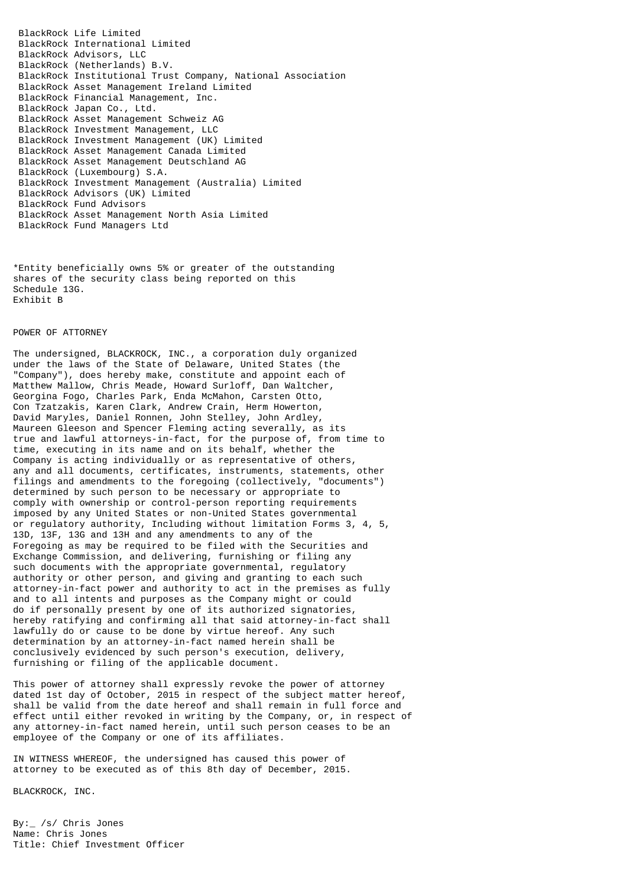BlackRock Life Limited
BlackRock International Limited
BlackRock Advisors, LLC
BlackRock (Netherlands) B.V.
BlackRock Institutional Trust Company, National Association
BlackRock Asset Management Ireland Limited
BlackRock Financial Management, Inc.
BlackRock Japan Co., Ltd.
BlackRock Asset Management Schweiz AG
BlackRock Investment Management, LLC
BlackRock Investment Management (UK) Limited
BlackRock Asset Management Canada Limited
BlackRock Asset Management Deutschland AG
BlackRock (Luxembourg) S.A.
BlackRock Investment Management (Australia) Limited
BlackRock Advisors (UK) Limited
BlackRock Fund Advisors
BlackRock Asset Management North Asia Limited
BlackRock Fund Managers Ltd

*Entity beneficially owns 5% or greater of the outstanding shares of the security class being reported on this Schedule 13G.

Exhibit B

POWER OF ATTORNEY

The undersigned, BLACKROCK, INC., a corporation duly organized under the laws of the State of Delaware, United States (the "Company"), does hereby make, constitute and appoint each of Matthew Mallow, Chris Meade, Howard Surloff, Dan Waltcher, Georgina Fogo, Charles Park, Enda McMahon, Carsten Otto, Con Tzatzakis, Karen Clark, Andrew Crain, Herm Howerton, David Maryles, Daniel Ronnen, John Stelley, John Ardley, Maureen Gleeson and Spencer Fleming acting severally, as its true and lawful attorneys-in-fact, for the purpose of, from time to time, executing in its name and on its behalf, whether the Company is acting individually or as representative of others, any and all documents, certificates, instruments, statements, other filings and amendments to the foregoing (collectively, "documents") determined by such person to be necessary or appropriate to comply with ownership or control-person reporting requirements imposed by any United States or non-United States governmental or regulatory authority, Including without limitation Forms 3, 4, 5, 13D, 13F, 13G and 13H and any amendments to any of the Foregoing as may be required to be filed with the Securities and Exchange Commission, and delivering, furnishing or filing any such documents with the appropriate governmental, regulatory authority or other person, and giving and granting to each such attorney-in-fact power and authority to act in the premises as fully and to all intents and purposes as the Company might or could do if personally present by one of its authorized signatories, hereby ratifying and confirming all that said attorney-in-fact shall lawfully do or cause to be done by virtue hereof. Any such determination by an attorney-in-fact named herein shall be conclusively evidenced by such person's execution, delivery, furnishing or filing of the applicable document.

This power of attorney shall expressly revoke the power of attorney dated 1st day of October, 2015 in respect of the subject matter hereof, shall be valid from the date hereof and shall remain in full force and effect until either revoked in writing by the Company, or, in respect of any attorney-in-fact named herein, until such person ceases to be an employee of the Company or one of its affiliates.

IN WITNESS WHEREOF, the undersigned has caused this power of attorney to be executed as of this 8th day of December, 2015.

BLACKROCK, INC.

By:_ /s/ Chris Jones
Name: Chris Jones
Title: Chief Investment Officer